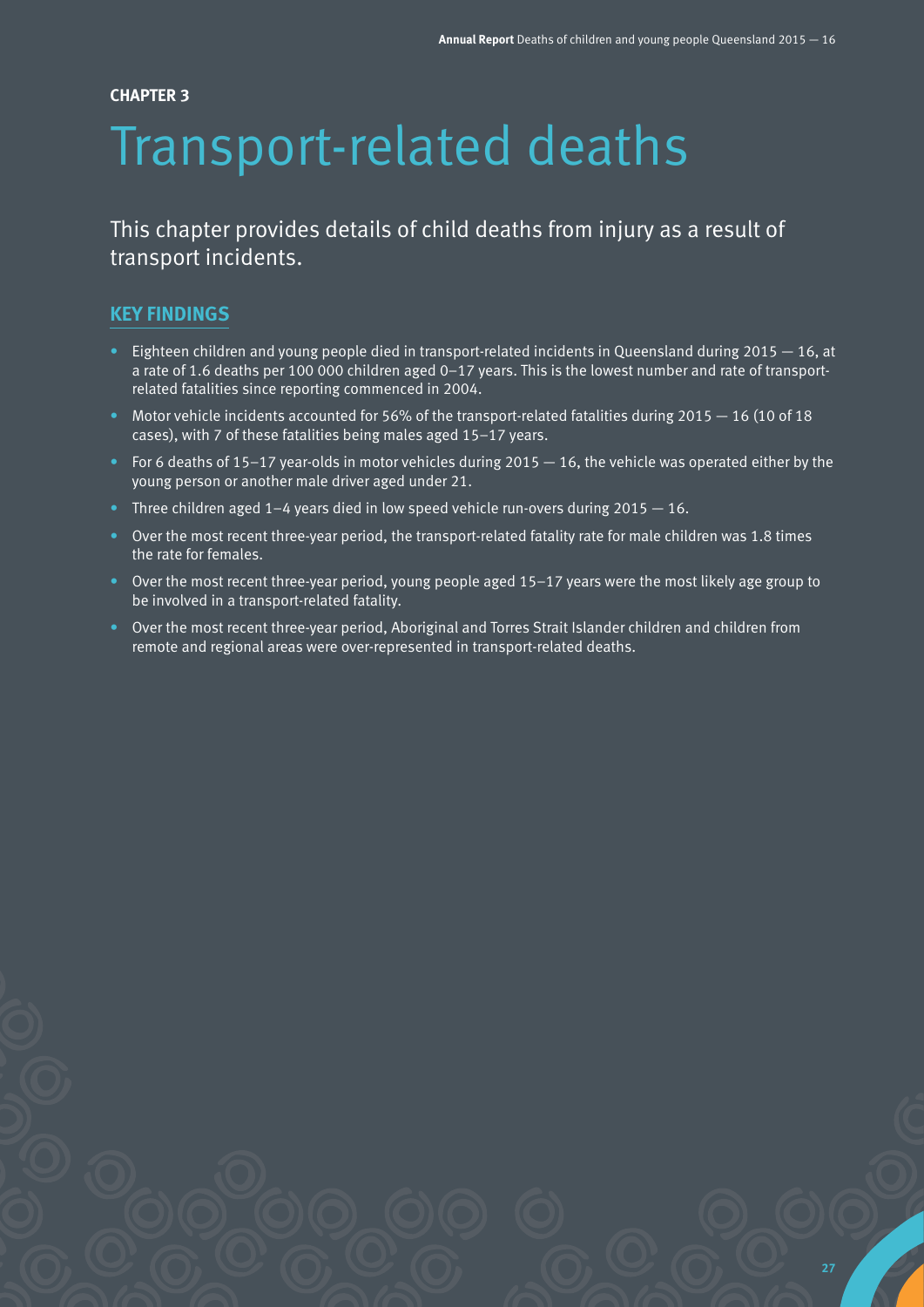**CHAPTER 3**

# Transport-related deaths

This chapter provides details of child deaths from injury as a result of transport incidents.

## KEY FINDINGS

- Eighteen children and young people died in transport-related incidents in Queensland during 2015 — 16, at a rate of 1.6 deaths per 100 000 children aged 0–17 years. This is the lowest number and rate of transport-related fatalities since reporting commenced in 2004.
- Motor vehicle incidents accounted for 56% of the transport-related fatalities during 2015 — 16 (10 of 18 cases), with 7 of these fatalities being males aged 15–17 years.
- For 6 deaths of 15–17 year-olds in motor vehicles during 2015 — 16, the vehicle was operated either by the young person or another male driver aged under 21.
- Three children aged 1–4 years died in low speed vehicle run-overs during 2015 — 16.
- Over the most recent three-year period, the transport-related fatality rate for male children was 1.8 times the rate for females.
- Over the most recent three-year period, young people aged 15–17 years were the most likely age group to be involved in a transport-related fatality.
- Over the most recent three-year period, Aboriginal and Torres Strait Islander children and children from remote and regional areas were over-represented in transport-related deaths.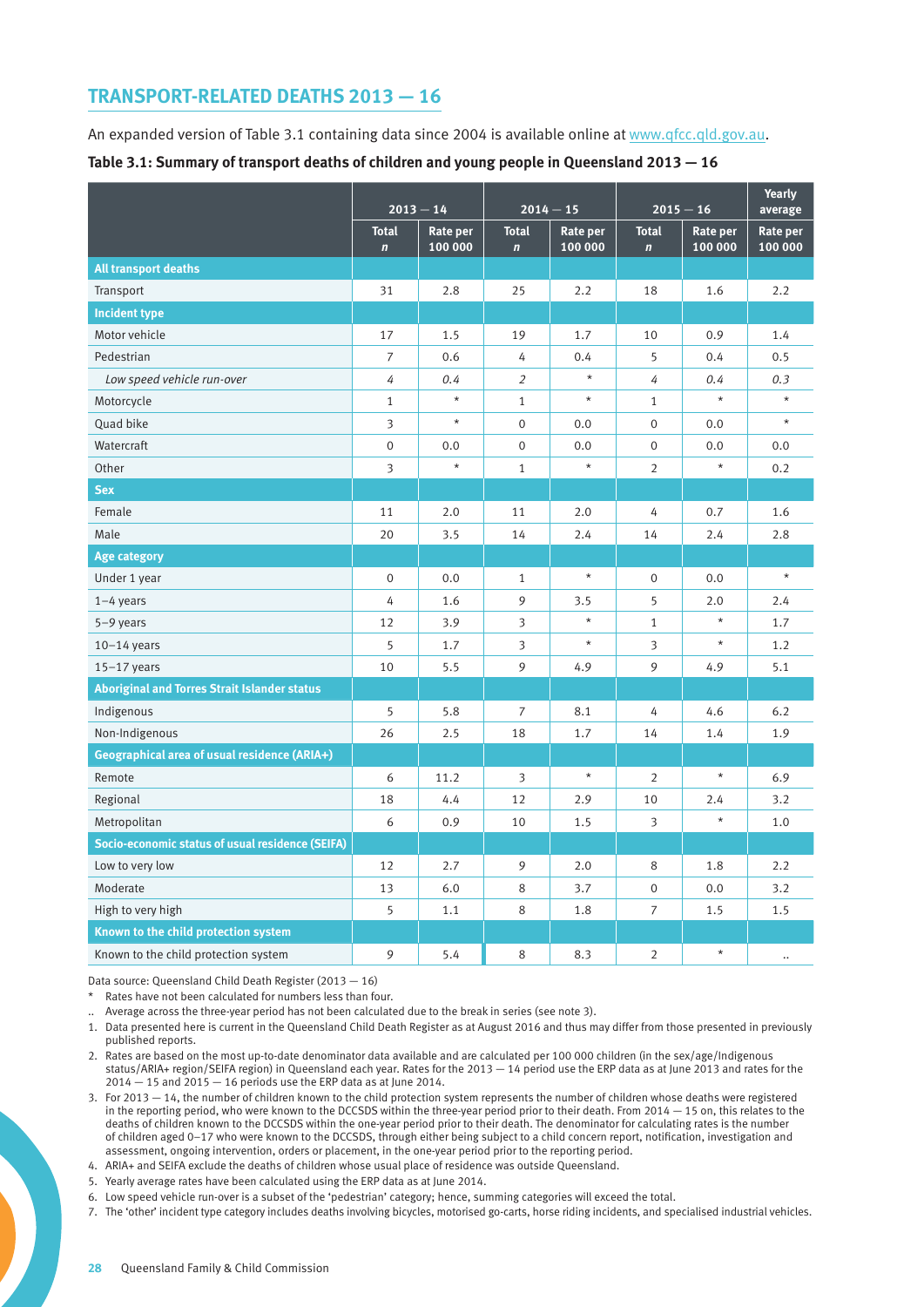## TRANSPORT-RELATED DEATHS 2013 — 16

An expanded version of Table 3.1 containing data since 2004 is available online at www.qfcc.qld.gov.au.

**Table 3.1: Summary of transport deaths of children and young people in Queensland 2013 — 16**

| | 2013 — 14 | | 2014 — 15 | | 2015 — 16 | | Yearly average |
|---|---|---|---|---|---|---|---|
| | Total *n* | Rate per 100 000 | Total *n* | Rate per 100 000 | Total *n* | Rate per 100 000 | Rate per 100 000 |
| **All transport deaths** | | | | | | | |
| Transport | 31 | 2.8 | 25 | 2.2 | 18 | 1.6 | 2.2 |
| **Incident type** | | | | | | | |
| Motor vehicle | 17 | 1.5 | 19 | 1.7 | 10 | 0.9 | 1.4 |
| Pedestrian | 7 | 0.6 | 4 | 0.4 | 5 | 0.4 | 0.5 |
| *Low speed vehicle run-over* | *4* | *0.4* | *2* | * | *4* | *0.4* | *0.3* |
| Motorcycle | 1 | * | 1 | * | 1 | * | * |
| Quad bike | 3 | * | 0 | 0.0 | 0 | 0.0 | * |
| Watercraft | 0 | 0.0 | 0 | 0.0 | 0 | 0.0 | 0.0 |
| Other | 3 | * | 1 | * | 2 | * | 0.2 |
| **Sex** | | | | | | | |
| Female | 11 | 2.0 | 11 | 2.0 | 4 | 0.7 | 1.6 |
| Male | 20 | 3.5 | 14 | 2.4 | 14 | 2.4 | 2.8 |
| **Age category** | | | | | | | |
| Under 1 year | 0 | 0.0 | 1 | * | 0 | 0.0 | * |
| 1–4 years | 4 | 1.6 | 9 | 3.5 | 5 | 2.0 | 2.4 |
| 5–9 years | 12 | 3.9 | 3 | * | 1 | * | 1.7 |
| 10–14 years | 5 | 1.7 | 3 | * | 3 | * | 1.2 |
| 15–17 years | 10 | 5.5 | 9 | 4.9 | 9 | 4.9 | 5.1 |
| **Aboriginal and Torres Strait Islander status** | | | | | | | |
| Indigenous | 5 | 5.8 | 7 | 8.1 | 4 | 4.6 | 6.2 |
| Non-Indigenous | 26 | 2.5 | 18 | 1.7 | 14 | 1.4 | 1.9 |
| **Geographical area of usual residence (ARIA+)** | | | | | | | |
| Remote | 6 | 11.2 | 3 | * | 2 | * | 6.9 |
| Regional | 18 | 4.4 | 12 | 2.9 | 10 | 2.4 | 3.2 |
| Metropolitan | 6 | 0.9 | 10 | 1.5 | 3 | * | 1.0 |
| **Socio-economic status of usual residence (SEIFA)** | | | | | | | |
| Low to very low | 12 | 2.7 | 9 | 2.0 | 8 | 1.8 | 2.2 |
| Moderate | 13 | 6.0 | 8 | 3.7 | 0 | 0.0 | 3.2 |
| High to very high | 5 | 1.1 | 8 | 1.8 | 7 | 1.5 | 1.5 |
| **Known to the child protection system** | | | | | | | |
| Known to the child protection system | 9 | 5.4 | 8 | 8.3 | 2 | * | .. |

Data source: Queensland Child Death Register (2013 — 16)

\* Rates have not been calculated for numbers less than four.

.. Average across the three-year period has not been calculated due to the break in series (see note 3).

1. Data presented here is current in the Queensland Child Death Register as at August 2016 and thus may differ from those presented in previously published reports.
2. Rates are based on the most up-to-date denominator data available and are calculated per 100 000 children (in the sex/age/Indigenous status/ARIA+ region/SEIFA region) in Queensland each year. Rates for the 2013 — 14 period use the ERP data as at June 2013 and rates for the 2014 — 15 and 2015 — 16 periods use the ERP data as at June 2014.
3. For 2013 — 14, the number of children known to the child protection system represents the number of children whose deaths were registered in the reporting period, who were known to the DCCSDS within the three-year period prior to their death. From 2014 — 15 on, this relates to the deaths of children known to the DCCSDS within the one-year period prior to their death. The denominator for calculating rates is the number of children aged 0–17 who were known to the DCCSDS, through either being subject to a child concern report, notification, investigation and assessment, ongoing intervention, orders or placement, in the one-year period prior to the reporting period.
4. ARIA+ and SEIFA exclude the deaths of children whose usual place of residence was outside Queensland.
5. Yearly average rates have been calculated using the ERP data as at June 2014.
6. Low speed vehicle run-over is a subset of the 'pedestrian' category; hence, summing categories will exceed the total.
7. The 'other' incident type category includes deaths involving bicycles, motorised go-carts, horse riding incidents, and specialised industrial vehicles.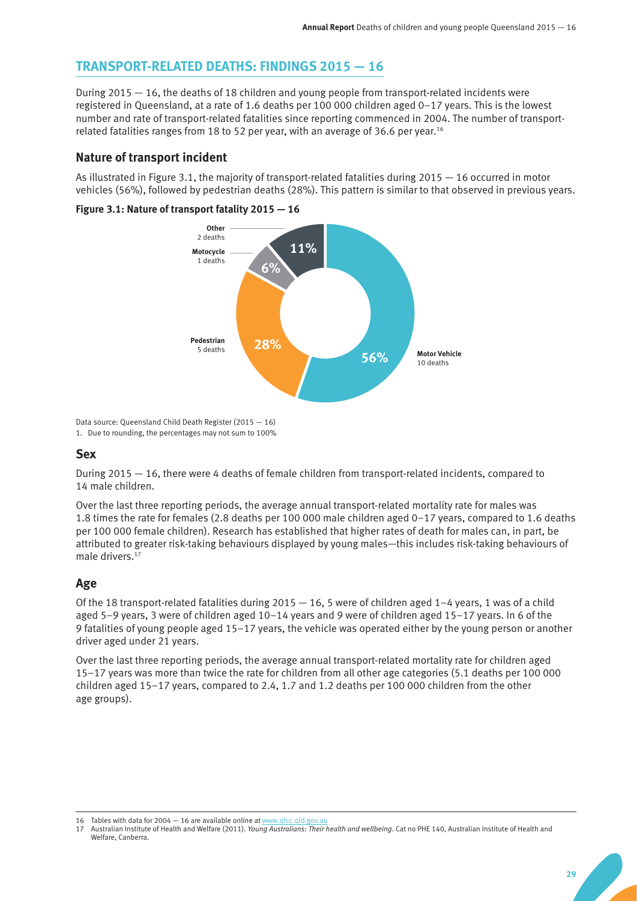## TRANSPORT-RELATED DEATHS: FINDINGS 2015 — 16

During 2015 — 16, the deaths of 18 children and young people from transport-related incidents were registered in Queensland, at a rate of 1.6 deaths per 100 000 children aged 0–17 years. This is the lowest number and rate of transport-related fatalities since reporting commenced in 2004. The number of transport-related fatalities ranges from 18 to 52 per year, with an average of 36.6 per year.[16]

### Nature of transport incident

As illustrated in Figure 3.1, the majority of transport-related fatalities during 2015 — 16 occurred in motor vehicles (56%), followed by pedestrian deaths (28%). This pattern is similar to that observed in previous years.

**Figure 3.1: Nature of transport fatality 2015 — 16**

| Nature | Deaths | Percentage |
|---|---|---|
| Motor Vehicle | 10 deaths | 56% |
| Pedestrian | 5 deaths | 28% |
| Motocycle | 1 deaths | 6% |
| Other | 2 deaths | 11% |

Data source: Queensland Child Death Register (2015 — 16)

1. Due to rounding, the percentages may not sum to 100%

### Sex

During 2015 — 16, there were 4 deaths of female children from transport-related incidents, compared to 14 male children.

Over the last three reporting periods, the average annual transport-related mortality rate for males was 1.8 times the rate for females (2.8 deaths per 100 000 male children aged 0–17 years, compared to 1.6 deaths per 100 000 female children). Research has established that higher rates of death for males can, in part, be attributed to greater risk-taking behaviours displayed by young males—this includes risk-taking behaviours of male drivers.[17]

### Age

Of the 18 transport-related fatalities during 2015 — 16, 5 were of children aged 1–4 years, 1 was of a child aged 5–9 years, 3 were of children aged 10–14 years and 9 were of children aged 15–17 years. In 6 of the 9 fatalities of young people aged 15–17 years, the vehicle was operated either by the young person or another driver aged under 21 years.

Over the last three reporting periods, the average annual transport-related mortality rate for children aged 15–17 years was more than twice the rate for children from all other age categories (5.1 deaths per 100 000 children aged 15–17 years, compared to 2.4, 1.7 and 1.2 deaths per 100 000 children from the other age groups).

---

16 Tables with data for 2004 — 16 are available online at www.qfcc.qld.gov.au

17 Australian Institute of Health and Welfare (2011). *Young Australians: Their health and wellbeing*. Cat no PHE 140, Australian Institute of Health and Welfare, Canberra.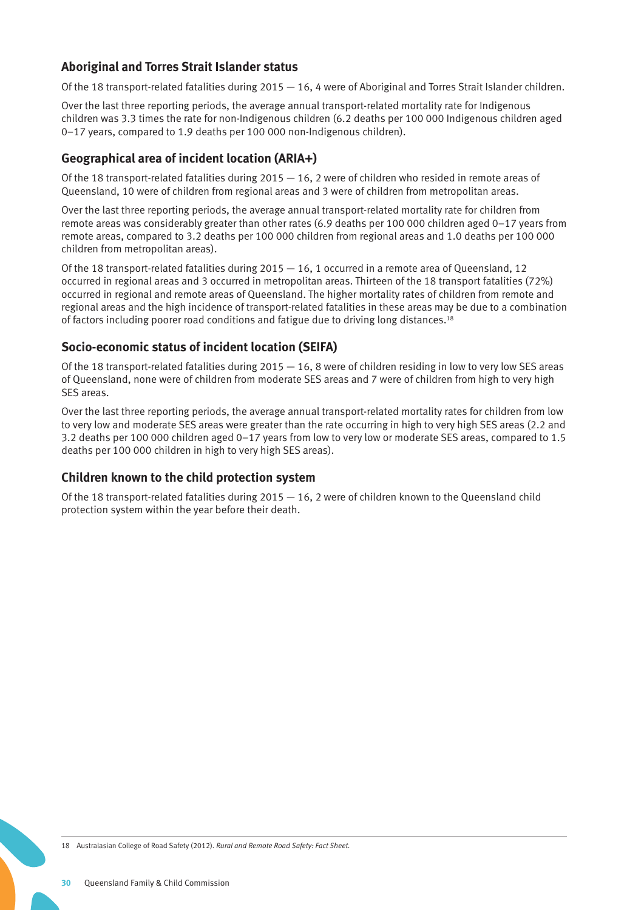## Aboriginal and Torres Strait Islander status

Of the 18 transport-related fatalities during 2015 — 16, 4 were of Aboriginal and Torres Strait Islander children.

Over the last three reporting periods, the average annual transport-related mortality rate for Indigenous children was 3.3 times the rate for non-Indigenous children (6.2 deaths per 100 000 Indigenous children aged 0–17 years, compared to 1.9 deaths per 100 000 non-Indigenous children).

## Geographical area of incident location (ARIA+)

Of the 18 transport-related fatalities during 2015 — 16, 2 were of children who resided in remote areas of Queensland, 10 were of children from regional areas and 3 were of children from metropolitan areas.

Over the last three reporting periods, the average annual transport-related mortality rate for children from remote areas was considerably greater than other rates (6.9 deaths per 100 000 children aged 0–17 years from remote areas, compared to 3.2 deaths per 100 000 children from regional areas and 1.0 deaths per 100 000 children from metropolitan areas).

Of the 18 transport-related fatalities during 2015 — 16, 1 occurred in a remote area of Queensland, 12 occurred in regional areas and 3 occurred in metropolitan areas. Thirteen of the 18 transport fatalities (72%) occurred in regional and remote areas of Queensland. The higher mortality rates of children from remote and regional areas and the high incidence of transport-related fatalities in these areas may be due to a combination of factors including poorer road conditions and fatigue due to driving long distances.[18]

## Socio-economic status of incident location (SEIFA)

Of the 18 transport-related fatalities during 2015 — 16, 8 were of children residing in low to very low SES areas of Queensland, none were of children from moderate SES areas and 7 were of children from high to very high SES areas.

Over the last three reporting periods, the average annual transport-related mortality rates for children from low to very low and moderate SES areas were greater than the rate occurring in high to very high SES areas (2.2 and 3.2 deaths per 100 000 children aged 0–17 years from low to very low or moderate SES areas, compared to 1.5 deaths per 100 000 children in high to very high SES areas).

## Children known to the child protection system

Of the 18 transport-related fatalities during 2015 — 16, 2 were of children known to the Queensland child protection system within the year before their death.

18 Australasian College of Road Safety (2012). *Rural and Remote Road Safety: Fact Sheet.*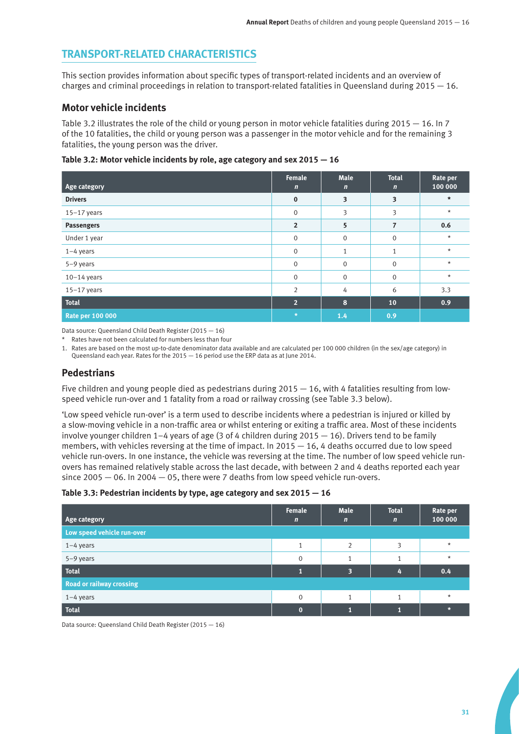## TRANSPORT-RELATED CHARACTERISTICS

This section provides information about specific types of transport-related incidents and an overview of charges and criminal proceedings in relation to transport-related fatalities in Queensland during 2015 — 16.

### Motor vehicle incidents

Table 3.2 illustrates the role of the child or young person in motor vehicle fatalities during 2015 — 16. In 7 of the 10 fatalities, the child or young person was a passenger in the motor vehicle and for the remaining 3 fatalities, the young person was the driver.

**Table 3.2: Motor vehicle incidents by role, age category and sex 2015 — 16**

| Age category | Female *n* | Male *n* | Total *n* | Rate per 100 000 |
|---|---|---|---|---|
| **Drivers** | **0** | **3** | **3** | **\*** |
| 15–17 years | 0 | 3 | 3 | * |
| **Passengers** | **2** | **5** | **7** | **0.6** |
| Under 1 year | 0 | 0 | 0 | * |
| 1–4 years | 0 | 1 | 1 | * |
| 5–9 years | 0 | 0 | 0 | * |
| 10–14 years | 0 | 0 | 0 | * |
| 15–17 years | 2 | 4 | 6 | 3.3 |
| **Total** | **2** | **8** | **10** | **0.9** |
| **Rate per 100 000** | **\*** | **1.4** | **0.9** | |

Data source: Queensland Child Death Register (2015 — 16)

\* Rates have not been calculated for numbers less than four

1. Rates are based on the most up-to-date denominator data available and are calculated per 100 000 children (in the sex/age category) in Queensland each year. Rates for the 2015 — 16 period use the ERP data as at June 2014.

### Pedestrians

Five children and young people died as pedestrians during 2015 — 16, with 4 fatalities resulting from low-speed vehicle run-over and 1 fatality from a road or railway crossing (see Table 3.3 below).

'Low speed vehicle run-over' is a term used to describe incidents where a pedestrian is injured or killed by a slow-moving vehicle in a non-traffic area or whilst entering or exiting a traffic area. Most of these incidents involve younger children 1–4 years of age (3 of 4 children during 2015 — 16). Drivers tend to be family members, with vehicles reversing at the time of impact. In 2015 — 16, 4 deaths occurred due to low speed vehicle run-overs. In one instance, the vehicle was reversing at the time. The number of low speed vehicle run-overs has remained relatively stable across the last decade, with between 2 and 4 deaths reported each year since 2005 — 06. In 2004 — 05, there were 7 deaths from low speed vehicle run-overs.

**Table 3.3: Pedestrian incidents by type, age category and sex 2015 — 16**

| Age category | Female *n* | Male *n* | Total *n* | Rate per 100 000 |
|---|---|---|---|---|
| **Low speed vehicle run-over** | | | | |
| 1–4 years | 1 | 2 | 3 | * |
| 5–9 years | 0 | 1 | 1 | * |
| **Total** | **1** | **3** | **4** | **0.4** |
| **Road or railway crossing** | | | | |
| 1–4 years | 0 | 1 | 1 | * |
| **Total** | **0** | **1** | **1** | **\*** |

Data source: Queensland Child Death Register (2015 — 16)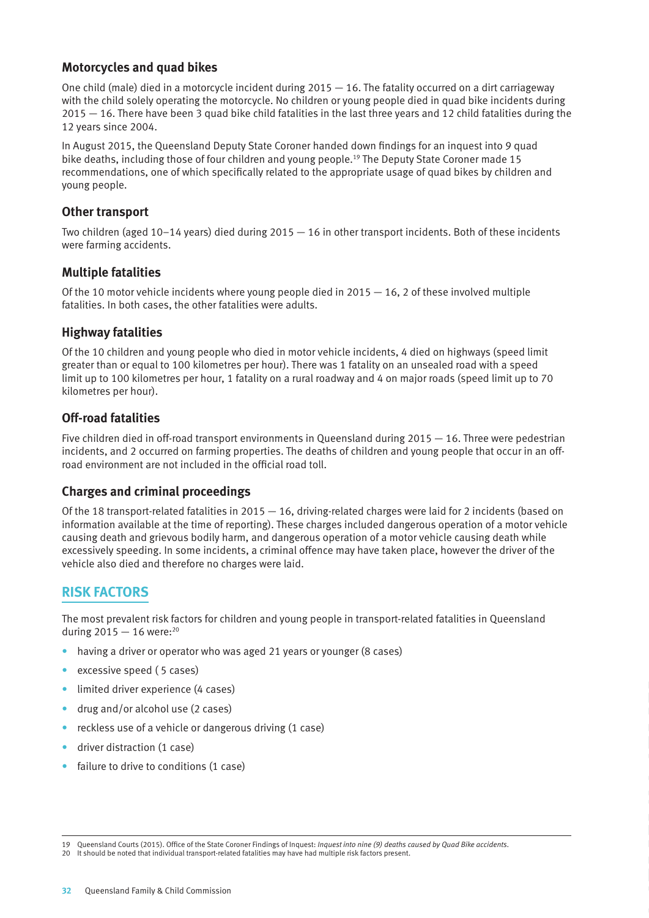### Motorcycles and quad bikes

One child (male) died in a motorcycle incident during 2015 — 16. The fatality occurred on a dirt carriageway with the child solely operating the motorcycle. No children or young people died in quad bike incidents during 2015 — 16. There have been 3 quad bike child fatalities in the last three years and 12 child fatalities during the 12 years since 2004.

In August 2015, the Queensland Deputy State Coroner handed down findings for an inquest into 9 quad bike deaths, including those of four children and young people.[19] The Deputy State Coroner made 15 recommendations, one of which specifically related to the appropriate usage of quad bikes by children and young people.

### Other transport

Two children (aged 10–14 years) died during 2015 — 16 in other transport incidents. Both of these incidents were farming accidents.

### Multiple fatalities

Of the 10 motor vehicle incidents where young people died in 2015 — 16, 2 of these involved multiple fatalities. In both cases, the other fatalities were adults.

### Highway fatalities

Of the 10 children and young people who died in motor vehicle incidents, 4 died on highways (speed limit greater than or equal to 100 kilometres per hour). There was 1 fatality on an unsealed road with a speed limit up to 100 kilometres per hour, 1 fatality on a rural roadway and 4 on major roads (speed limit up to 70 kilometres per hour).

### Off-road fatalities

Five children died in off-road transport environments in Queensland during 2015 — 16. Three were pedestrian incidents, and 2 occurred on farming properties. The deaths of children and young people that occur in an off-road environment are not included in the official road toll.

### Charges and criminal proceedings

Of the 18 transport-related fatalities in 2015 — 16, driving-related charges were laid for 2 incidents (based on information available at the time of reporting). These charges included dangerous operation of a motor vehicle causing death and grievous bodily harm, and dangerous operation of a motor vehicle causing death while excessively speeding. In some incidents, a criminal offence may have taken place, however the driver of the vehicle also died and therefore no charges were laid.

## RISK FACTORS

The most prevalent risk factors for children and young people in transport-related fatalities in Queensland during 2015 — 16 were:[20]

- having a driver or operator who was aged 21 years or younger (8 cases)
- excessive speed ( 5 cases)
- limited driver experience (4 cases)
- drug and/or alcohol use (2 cases)
- reckless use of a vehicle or dangerous driving (1 case)
- driver distraction (1 case)
- failure to drive to conditions (1 case)

---

19 Queensland Courts (2015). Office of the State Coroner Findings of Inquest: *Inquest into nine (9) deaths caused by Quad Bike accidents*.
20 It should be noted that individual transport-related fatalities may have had multiple risk factors present.